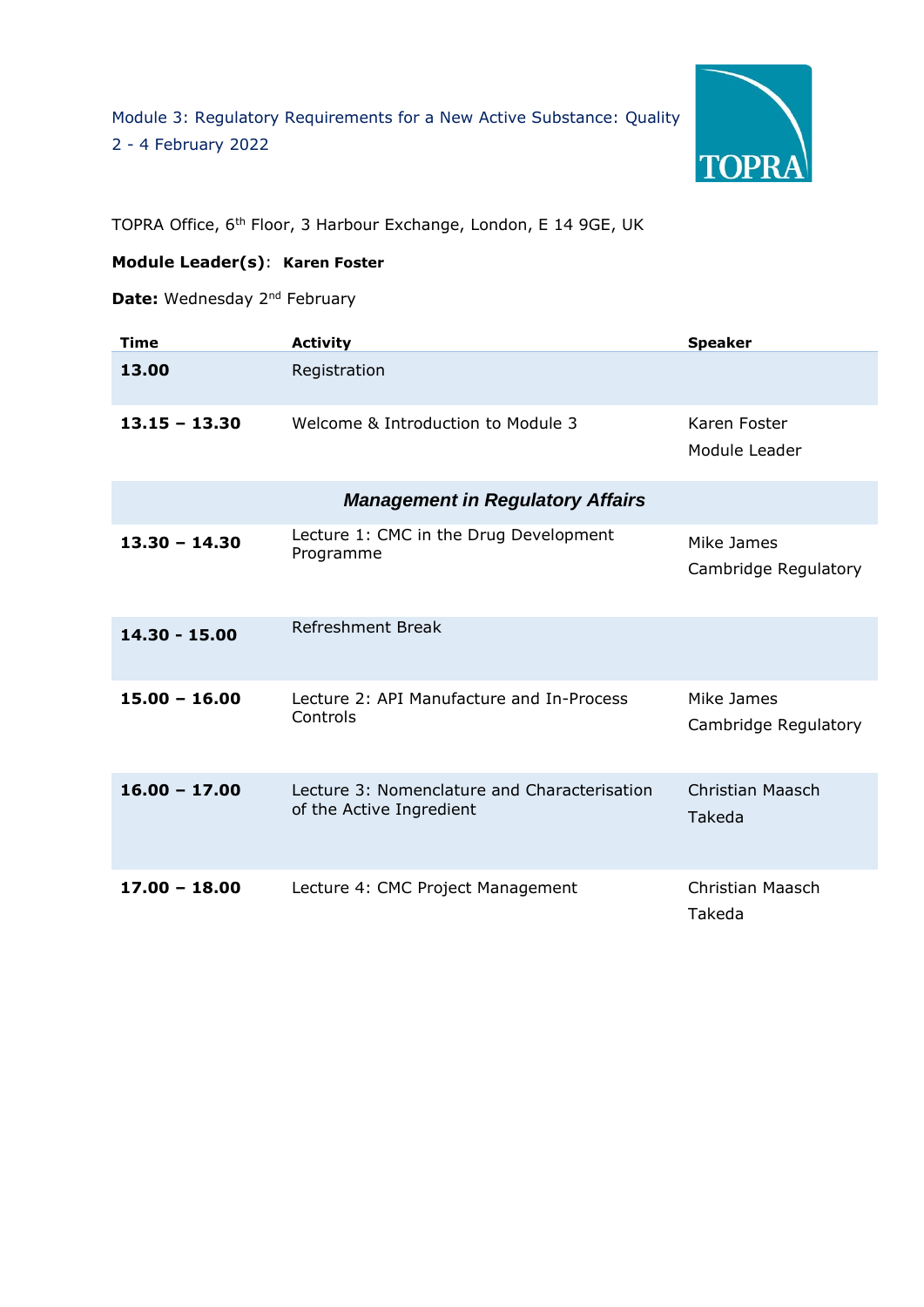Module 3: Regulatory Requirements for a New Active Substance: Quality

2 - 4 February 2022

TOPRA Office, 6th Floor, 3 Harbour Exchange, London, E 14 9GE, UK

**Module Leader(s)**: **Karen Foster**

**Date:** Wednesday 2nd February

| Time | Activity | Speaker |
|---|---|---|
| **13.00** | Registration | |
| **13.15 – 13.30** | Welcome & Introduction to Module 3 | Karen Foster<br>Module Leader |
| | ***Management in Regulatory Affairs*** | |
| **13.30 – 14.30** | Lecture 1: CMC in the Drug Development Programme | Mike James<br>Cambridge Regulatory |
| **14.30 - 15.00** | Refreshment Break | |
| **15.00 – 16.00** | Lecture 2: API Manufacture and In-Process Controls | Mike James<br>Cambridge Regulatory |
| **16.00 – 17.00** | Lecture 3: Nomenclature and Characterisation of the Active Ingredient | Christian Maasch<br>Takeda |
| **17.00 – 18.00** | Lecture 4: CMC Project Management | Christian Maasch<br>Takeda |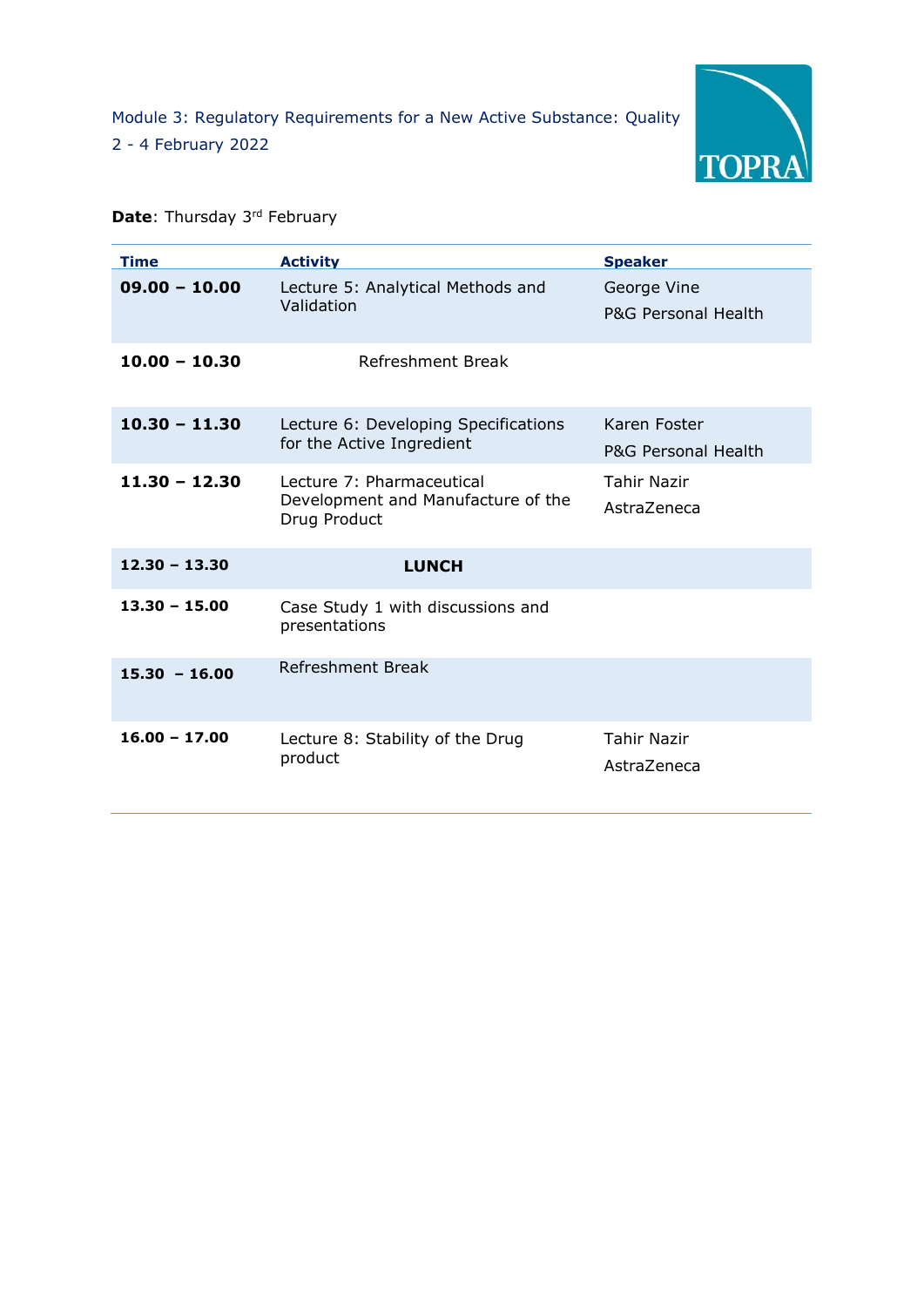Module 3: Regulatory Requirements for a New Active Substance: Quality
2 - 4 February 2022

**Date**: Thursday 3rd February

| Time | Activity | Speaker |
|---|---|---|
| **09.00 – 10.00** | Lecture 5: Analytical Methods and Validation | George Vine<br>P&G Personal Health |
| **10.00 – 10.30** | Refreshment Break | |
| **10.30 – 11.30** | Lecture 6: Developing Specifications for the Active Ingredient | Karen Foster<br>P&G Personal Health |
| **11.30 – 12.30** | Lecture 7: Pharmaceutical Development and Manufacture of the Drug Product | Tahir Nazir<br>AstraZeneca |
| **12.30 – 13.30** | **LUNCH** | |
| **13.30 – 15.00** | Case Study 1 with discussions and presentations | |
| **15.30 – 16.00** | Refreshment Break | |
| **16.00 – 17.00** | Lecture 8: Stability of the Drug product | Tahir Nazir<br>AstraZeneca |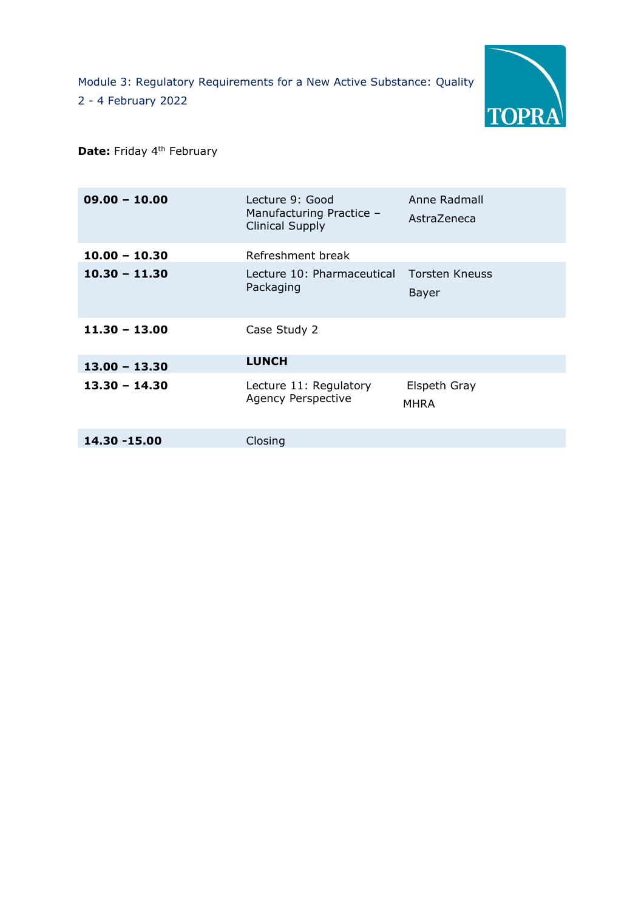Module 3: Regulatory Requirements for a New Active Substance: Quality
2 - 4 February 2022

**Date:** Friday 4th February

| | | |
|---|---|---|
| **09.00 – 10.00** | Lecture 9: Good Manufacturing Practice – Clinical Supply | Anne Radmall<br>AstraZeneca |
| **10.00 – 10.30** | Refreshment break | |
| **10.30 – 11.30** | Lecture 10: Pharmaceutical Packaging | Torsten Kneuss<br>Bayer |
| **11.30 – 13.00** | Case Study 2 | |
| **13.00 – 13.30** | **LUNCH** | |
| **13.30 – 14.30** | Lecture 11: Regulatory Agency Perspective | Elspeth Gray<br>MHRA |
| **14.30 -15.00** | Closing | |